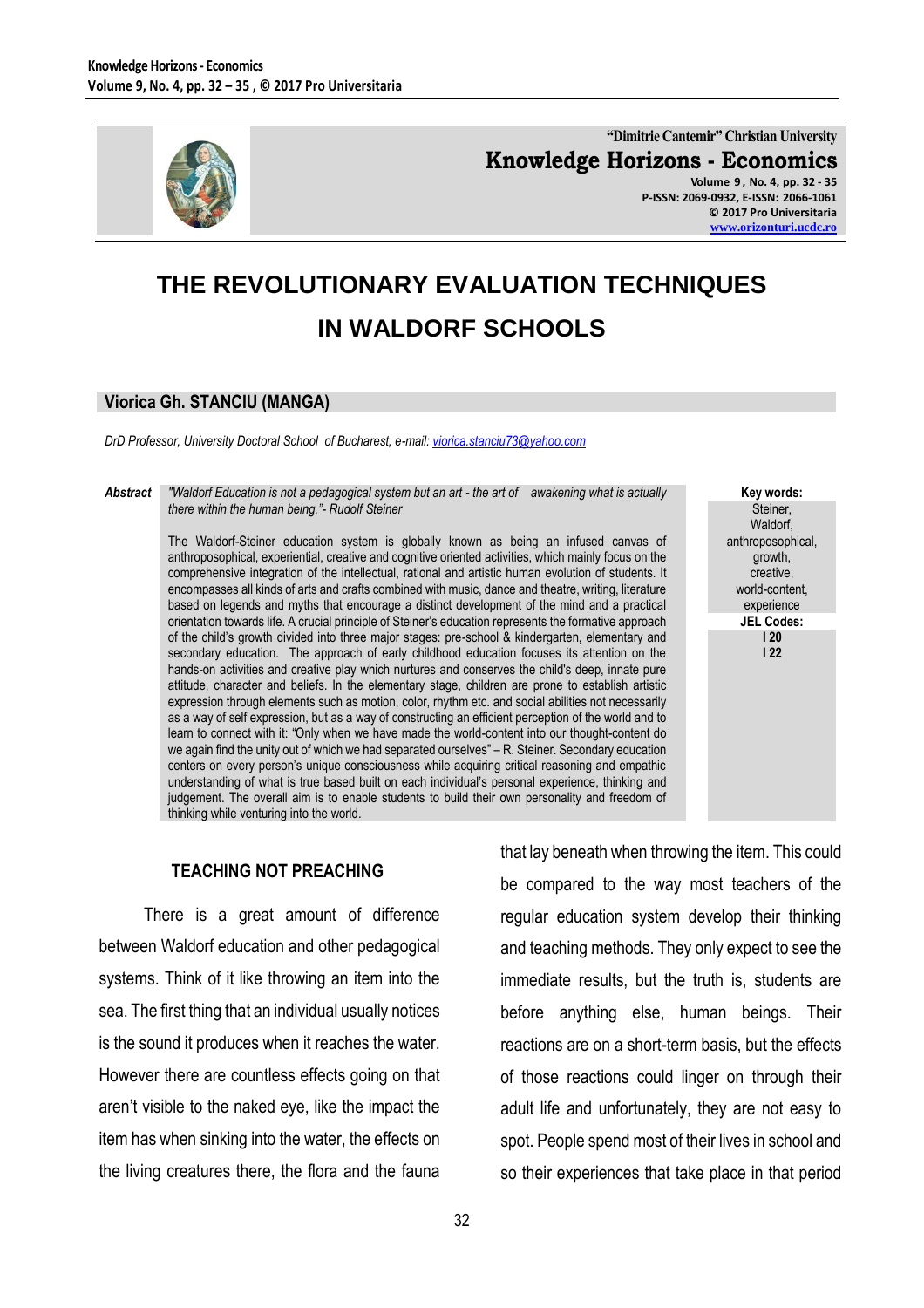# THE REVOLUTIONARY EVALUATION TECHNIQUES IN WALDORF SCHOOLS

**Viorica Gh. STANCIU (MANGA)**

*DrD Professor, University Doctoral School of Bucharest, e-mail: viorica.stanciu73@yahoo.com*

***Abstract***

*"Waldorf Education is not a pedagogical system but an art - the art of awakening what is actually there within the human being."- Rudolf Steiner*

The Waldorf-Steiner education system is globally known as being an infused canvas of anthroposophical, experiential, creative and cognitive oriented activities, which mainly focus on the comprehensive integration of the intellectual, rational and artistic human evolution of students. It encompasses all kinds of arts and crafts combined with music, dance and theatre, writing, literature based on legends and myths that encourage a distinct development of the mind and a practical orientation towards life. A crucial principle of Steiner's education represents the formative approach of the child's growth divided into three major stages: pre-school & kindergarten, elementary and secondary education. The approach of early childhood education focuses its attention on the hands-on activities and creative play which nurtures and conserves the child's deep, innate pure attitude, character and beliefs. In the elementary stage, children are prone to establish artistic expression through elements such as motion, color, rhythm etc. and social abilities not necessarily as a way of self expression, but as a way of constructing an efficient perception of the world and to learn to connect with it: "Only when we have made the world-content into our thought-content do we again find the unity out of which we had separated ourselves" – R. Steiner. Secondary education centers on every person's unique consciousness while acquiring critical reasoning and empathic understanding of what is true based built on each individual's personal experience, thinking and judgement. The overall aim is to enable students to build their own personality and freedom of thinking while venturing into the world.

**Key words:**
Steiner, Waldorf, anthroposophical, growth, creative, world-content, experience

**JEL Codes:**
**I 20**
**I 22**

## TEACHING NOT PREACHING

There is a great amount of difference between Waldorf education and other pedagogical systems. Think of it like throwing an item into the sea. The first thing that an individual usually notices is the sound it produces when it reaches the water. However there are countless effects going on that aren't visible to the naked eye, like the impact the item has when sinking into the water, the effects on the living creatures there, the flora and the fauna that lay beneath when throwing the item. This could be compared to the way most teachers of the regular education system develop their thinking and teaching methods. They only expect to see the immediate results, but the truth is, students are before anything else, human beings. Their reactions are on a short-term basis, but the effects of those reactions could linger on through their adult life and unfortunately, they are not easy to spot. People spend most of their lives in school and so their experiences that take place in that period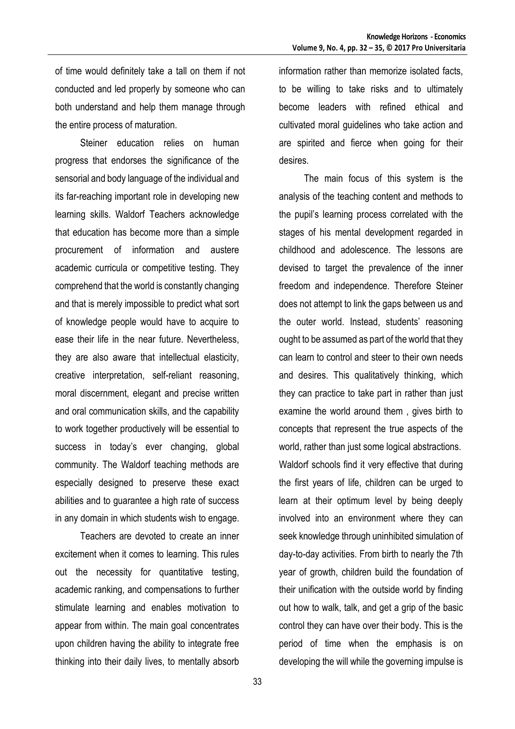of time would definitely take a tall on them if not conducted and led properly by someone who can both understand and help them manage through the entire process of maturation.

Steiner education relies on human progress that endorses the significance of the sensorial and body language of the individual and its far-reaching important role in developing new learning skills. Waldorf Teachers acknowledge that education has become more than a simple procurement of information and austere academic curricula or competitive testing. They comprehend that the world is constantly changing and that is merely impossible to predict what sort of knowledge people would have to acquire to ease their life in the near future. Nevertheless, they are also aware that intellectual elasticity, creative interpretation, self-reliant reasoning, moral discernment, elegant and precise written and oral communication skills, and the capability to work together productively will be essential to success in today's ever changing, global community. The Waldorf teaching methods are especially designed to preserve these exact abilities and to guarantee a high rate of success in any domain in which students wish to engage.

Teachers are devoted to create an inner excitement when it comes to learning. This rules out the necessity for quantitative testing, academic ranking, and compensations to further stimulate learning and enables motivation to appear from within. The main goal concentrates upon children having the ability to integrate free thinking into their daily lives, to mentally absorb information rather than memorize isolated facts, to be willing to take risks and to ultimately become leaders with refined ethical and cultivated moral guidelines who take action and are spirited and fierce when going for their desires.

The main focus of this system is the analysis of the teaching content and methods to the pupil's learning process correlated with the stages of his mental development regarded in childhood and adolescence. The lessons are devised to target the prevalence of the inner freedom and independence. Therefore Steiner does not attempt to link the gaps between us and the outer world. Instead, students' reasoning ought to be assumed as part of the world that they can learn to control and steer to their own needs and desires. This qualitatively thinking, which they can practice to take part in rather than just examine the world around them , gives birth to concepts that represent the true aspects of the world, rather than just some logical abstractions. Waldorf schools find it very effective that during the first years of life, children can be urged to learn at their optimum level by being deeply involved into an environment where they can seek knowledge through uninhibited simulation of day-to-day activities. From birth to nearly the 7th year of growth, children build the foundation of their unification with the outside world by finding out how to walk, talk, and get a grip of the basic control they can have over their body. This is the period of time when the emphasis is on developing the will while the governing impulse is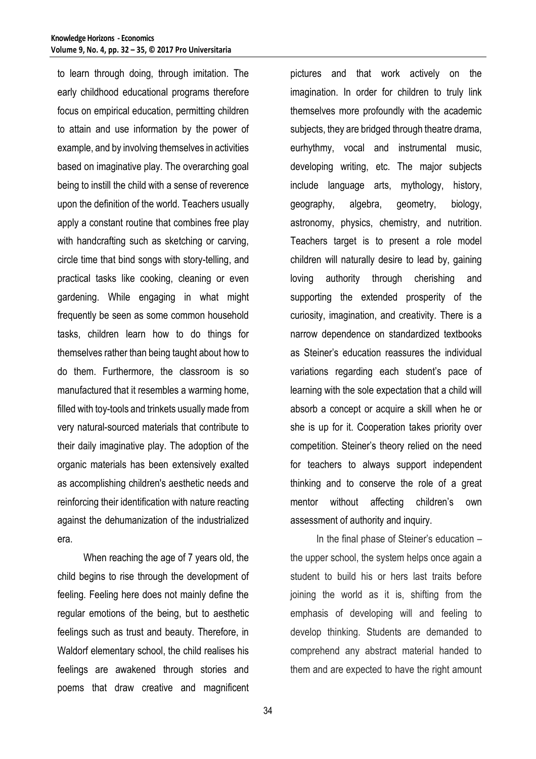to learn through doing, through imitation. The early childhood educational programs therefore focus on empirical education, permitting children to attain and use information by the power of example, and by involving themselves in activities based on imaginative play. The overarching goal being to instill the child with a sense of reverence upon the definition of the world. Teachers usually apply a constant routine that combines free play with handcrafting such as sketching or carving, circle time that bind songs with story-telling, and practical tasks like cooking, cleaning or even gardening. While engaging in what might frequently be seen as some common household tasks, children learn how to do things for themselves rather than being taught about how to do them. Furthermore, the classroom is so manufactured that it resembles a warming home, filled with toy-tools and trinkets usually made from very natural-sourced materials that contribute to their daily imaginative play. The adoption of the organic materials has been extensively exalted as accomplishing children's aesthetic needs and reinforcing their identification with nature reacting against the dehumanization of the industrialized era.

When reaching the age of 7 years old, the child begins to rise through the development of feeling. Feeling here does not mainly define the regular emotions of the being, but to aesthetic feelings such as trust and beauty. Therefore, in Waldorf elementary school, the child realises his feelings are awakened through stories and poems that draw creative and magnificent pictures and that work actively on the imagination. In order for children to truly link themselves more profoundly with the academic subjects, they are bridged through theatre drama, eurhythmy, vocal and instrumental music, developing writing, etc. The major subjects include language arts, mythology, history, geography, algebra, geometry, biology, astronomy, physics, chemistry, and nutrition. Teachers target is to present a role model children will naturally desire to lead by, gaining loving authority through cherishing and supporting the extended prosperity of the curiosity, imagination, and creativity. There is a narrow dependence on standardized textbooks as Steiner's education reassures the individual variations regarding each student's pace of learning with the sole expectation that a child will absorb a concept or acquire a skill when he or she is up for it. Cooperation takes priority over competition. Steiner's theory relied on the need for teachers to always support independent thinking and to conserve the role of a great mentor without affecting children's own assessment of authority and inquiry.

In the final phase of Steiner's education – the upper school, the system helps once again a student to build his or hers last traits before joining the world as it is, shifting from the emphasis of developing will and feeling to develop thinking. Students are demanded to comprehend any abstract material handed to them and are expected to have the right amount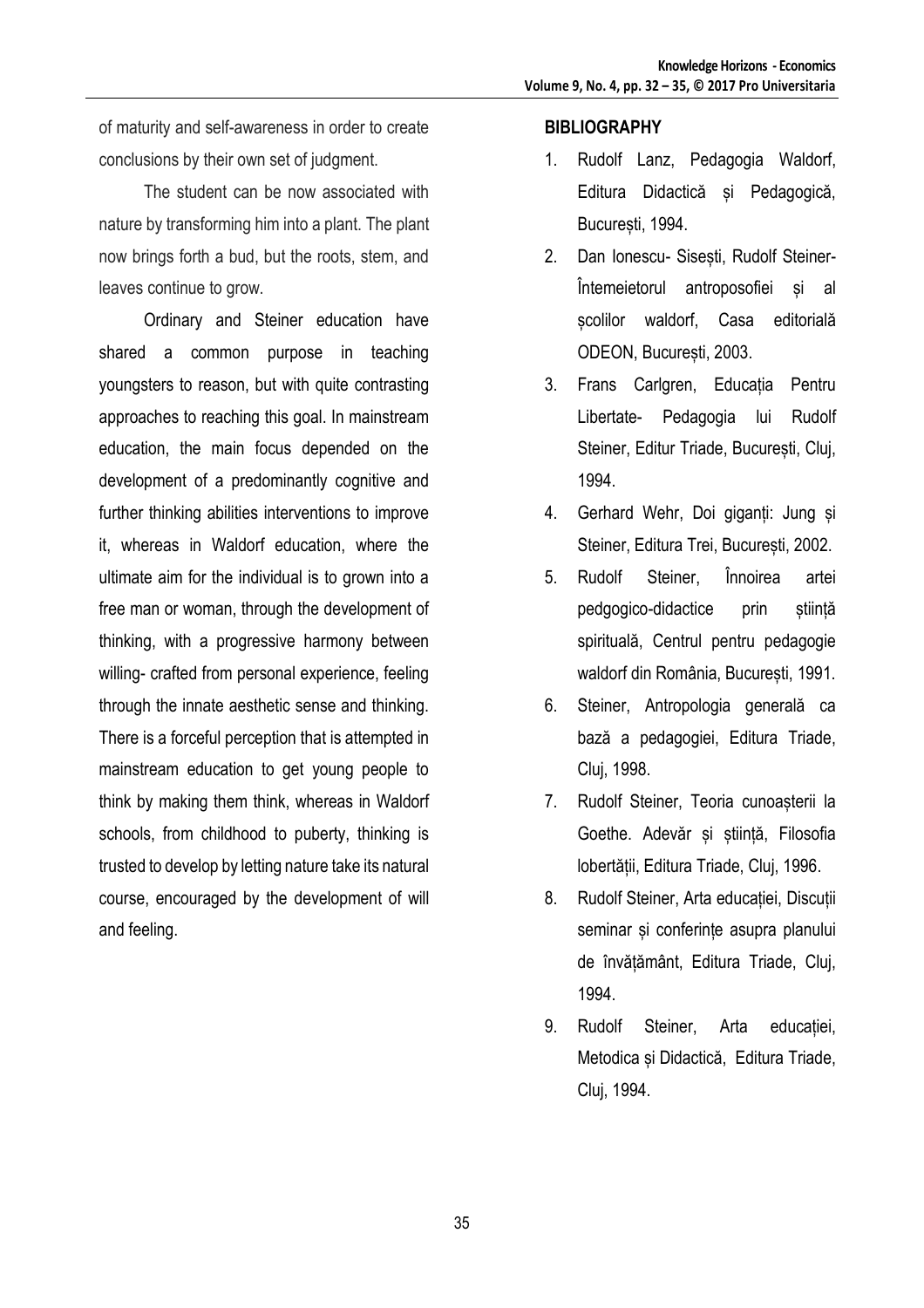of maturity and self-awareness in order to create conclusions by their own set of judgment.

The student can be now associated with nature by transforming him into a plant. The plant now brings forth a bud, but the roots, stem, and leaves continue to grow.

Ordinary and Steiner education have shared a common purpose in teaching youngsters to reason, but with quite contrasting approaches to reaching this goal. In mainstream education, the main focus depended on the development of a predominantly cognitive and further thinking abilities interventions to improve it, whereas in Waldorf education, where the ultimate aim for the individual is to grown into a free man or woman, through the development of thinking, with a progressive harmony between willing- crafted from personal experience, feeling through the innate aesthetic sense and thinking. There is a forceful perception that is attempted in mainstream education to get young people to think by making them think, whereas in Waldorf schools, from childhood to puberty, thinking is trusted to develop by letting nature take its natural course, encouraged by the development of will and feeling.

## BIBLIOGRAPHY

1. Rudolf Lanz, Pedagogia Waldorf, Editura Didactică și Pedagogică, București, 1994.
2. Dan Ionescu- Sisești, Rudolf Steiner- Întemeietorul antroposofiei și al școlilor waldorf, Casa editorială ODEON, București, 2003.
3. Frans Carlgren, Educația Pentru Libertate- Pedagogia lui Rudolf Steiner, Editur Triade, București, Cluj, 1994.
4. Gerhard Wehr, Doi giganți: Jung și Steiner, Editura Trei, București, 2002.
5. Rudolf Steiner, Înnoirea artei pedgogico-didactice prin știință spirituală, Centrul pentru pedagogie waldorf din România, București, 1991.
6. Steiner, Antropologia generală ca bază a pedagogiei, Editura Triade, Cluj, 1998.
7. Rudolf Steiner, Teoria cunoașterii la Goethe. Adevăr și știință, Filosofia lobertății, Editura Triade, Cluj, 1996.
8. Rudolf Steiner, Arta educației, Discuții seminar și conferințe asupra planului de învățământ, Editura Triade, Cluj, 1994.
9. Rudolf Steiner, Arta educației, Metodica și Didactică, Editura Triade, Cluj, 1994.